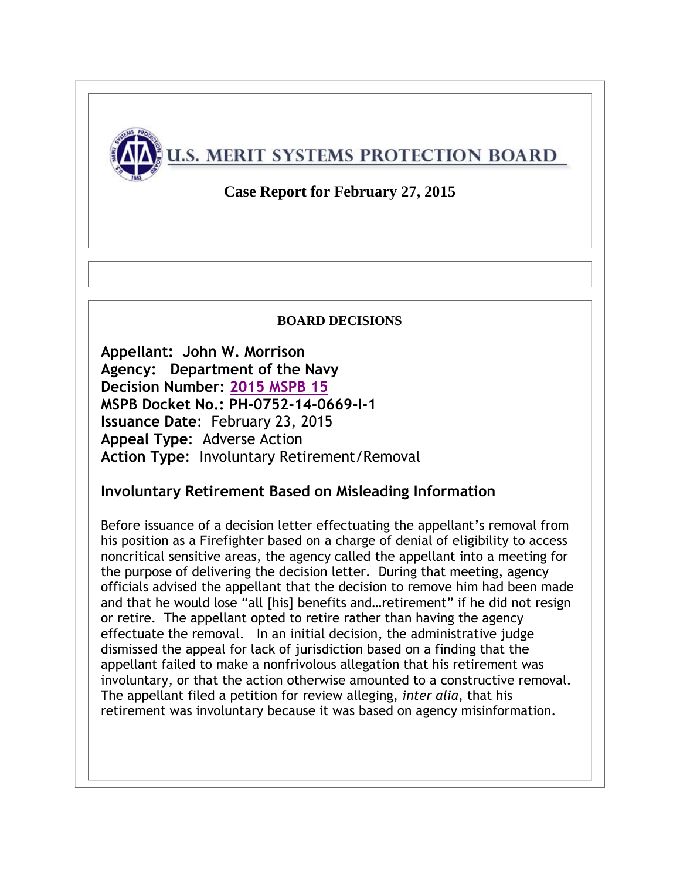# U.S. MERIT SYSTEMS PROTECTION BOARD

## Case Report for February 27, 2015

### BOARD DECISIONS

**Appellant: John W. Morrison**
**Agency: Department of the Navy**
**Decision Number: 2015 MSPB 15**
**MSPB Docket No.: PH-0752-14-0669-I-1**
**Issuance Date**: February 23, 2015
**Appeal Type**: Adverse Action
**Action Type**: Involuntary Retirement/Removal

### Involuntary Retirement Based on Misleading Information

Before issuance of a decision letter effectuating the appellant's removal from his position as a Firefighter based on a charge of denial of eligibility to access noncritical sensitive areas, the agency called the appellant into a meeting for the purpose of delivering the decision letter. During that meeting, agency officials advised the appellant that the decision to remove him had been made and that he would lose "all [his] benefits and…retirement" if he did not resign or retire. The appellant opted to retire rather than having the agency effectuate the removal. In an initial decision, the administrative judge dismissed the appeal for lack of jurisdiction based on a finding that the appellant failed to make a nonfrivolous allegation that his retirement was involuntary, or that the action otherwise amounted to a constructive removal. The appellant filed a petition for review alleging, *inter alia*, that his retirement was involuntary because it was based on agency misinformation.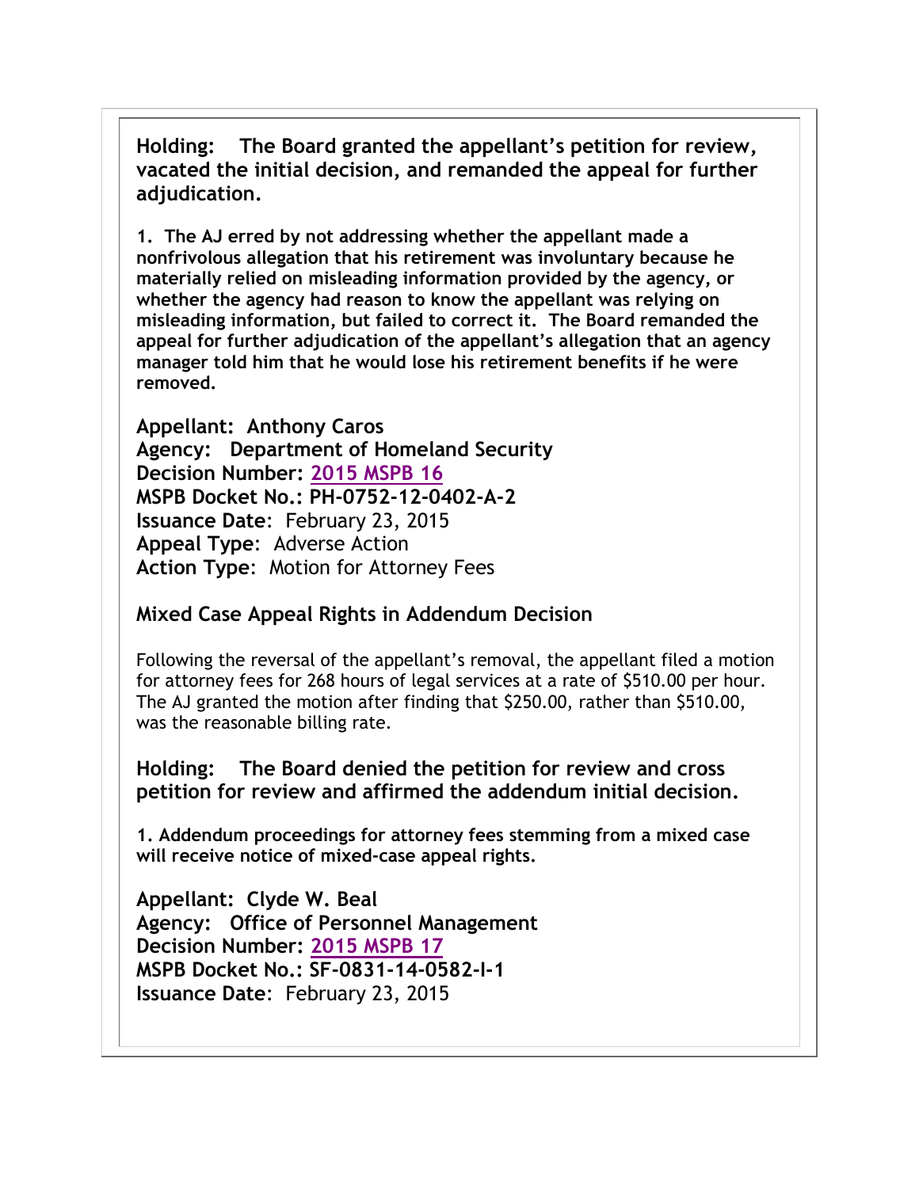**Holding: The Board granted the appellant's petition for review, vacated the initial decision, and remanded the appeal for further adjudication.**

**1. The AJ erred by not addressing whether the appellant made a nonfrivolous allegation that his retirement was involuntary because he materially relied on misleading information provided by the agency, or whether the agency had reason to know the appellant was relying on misleading information, but failed to correct it. The Board remanded the appeal for further adjudication of the appellant's allegation that an agency manager told him that he would lose his retirement benefits if he were removed.**

**Appellant:** **Anthony Caros**
**Agency:** **Department of Homeland Security**
**Decision Number:** **[2015 MSPB 16]**
**MSPB Docket No.: PH-0752-12-0402-A-2**
**Issuance Date**: February 23, 2015
**Appeal Type**: Adverse Action
**Action Type**: Motion for Attorney Fees

### Mixed Case Appeal Rights in Addendum Decision

Following the reversal of the appellant's removal, the appellant filed a motion for attorney fees for 268 hours of legal services at a rate of $510.00 per hour. The AJ granted the motion after finding that $250.00, rather than $510.00, was the reasonable billing rate.

**Holding: The Board denied the petition for review and cross petition for review and affirmed the addendum initial decision.**

**1. Addendum proceedings for attorney fees stemming from a mixed case will receive notice of mixed-case appeal rights.**

**Appellant:** **Clyde W. Beal**
**Agency:** **Office of Personnel Management**
**Decision Number:** **[2015 MSPB 17]**
**MSPB Docket No.: SF-0831-14-0582-I-1**
**Issuance Date**: February 23, 2015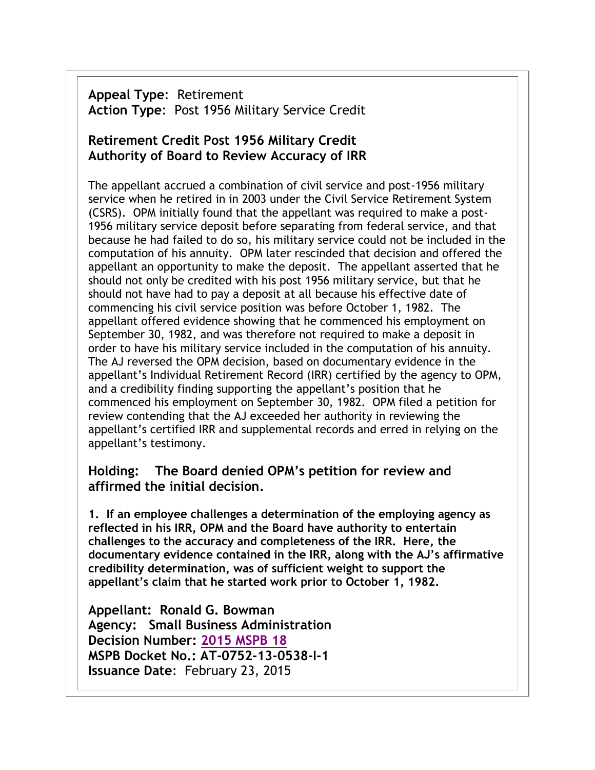**Appeal Type**: Retirement
**Action Type**: Post 1956 Military Service Credit

### Retirement Credit Post 1956 Military Credit
### Authority of Board to Review Accuracy of IRR

The appellant accrued a combination of civil service and post-1956 military service when he retired in in 2003 under the Civil Service Retirement System (CSRS). OPM initially found that the appellant was required to make a post-1956 military service deposit before separating from federal service, and that because he had failed to do so, his military service could not be included in the computation of his annuity. OPM later rescinded that decision and offered the appellant an opportunity to make the deposit. The appellant asserted that he should not only be credited with his post 1956 military service, but that he should not have had to pay a deposit at all because his effective date of commencing his civil service position was before October 1, 1982. The appellant offered evidence showing that he commenced his employment on September 30, 1982, and was therefore not required to make a deposit in order to have his military service included in the computation of his annuity. The AJ reversed the OPM decision, based on documentary evidence in the appellant's Individual Retirement Record (IRR) certified by the agency to OPM, and a credibility finding supporting the appellant's position that he commenced his employment on September 30, 1982. OPM filed a petition for review contending that the AJ exceeded her authority in reviewing the appellant's certified IRR and supplemental records and erred in relying on the appellant's testimony.

### Holding: The Board denied OPM's petition for review and affirmed the initial decision.

**1. If an employee challenges a determination of the employing agency as reflected in his IRR, OPM and the Board have authority to entertain challenges to the accuracy and completeness of the IRR. Here, the documentary evidence contained in the IRR, along with the AJ's affirmative credibility determination, was of sufficient weight to support the appellant's claim that he started work prior to October 1, 1982.**

**Appellant: Ronald G. Bowman**
**Agency: Small Business Administration**
**Decision Number: 2015 MSPB 18**
**MSPB Docket No.: AT-0752-13-0538-I-1**
**Issuance Date**: February 23, 2015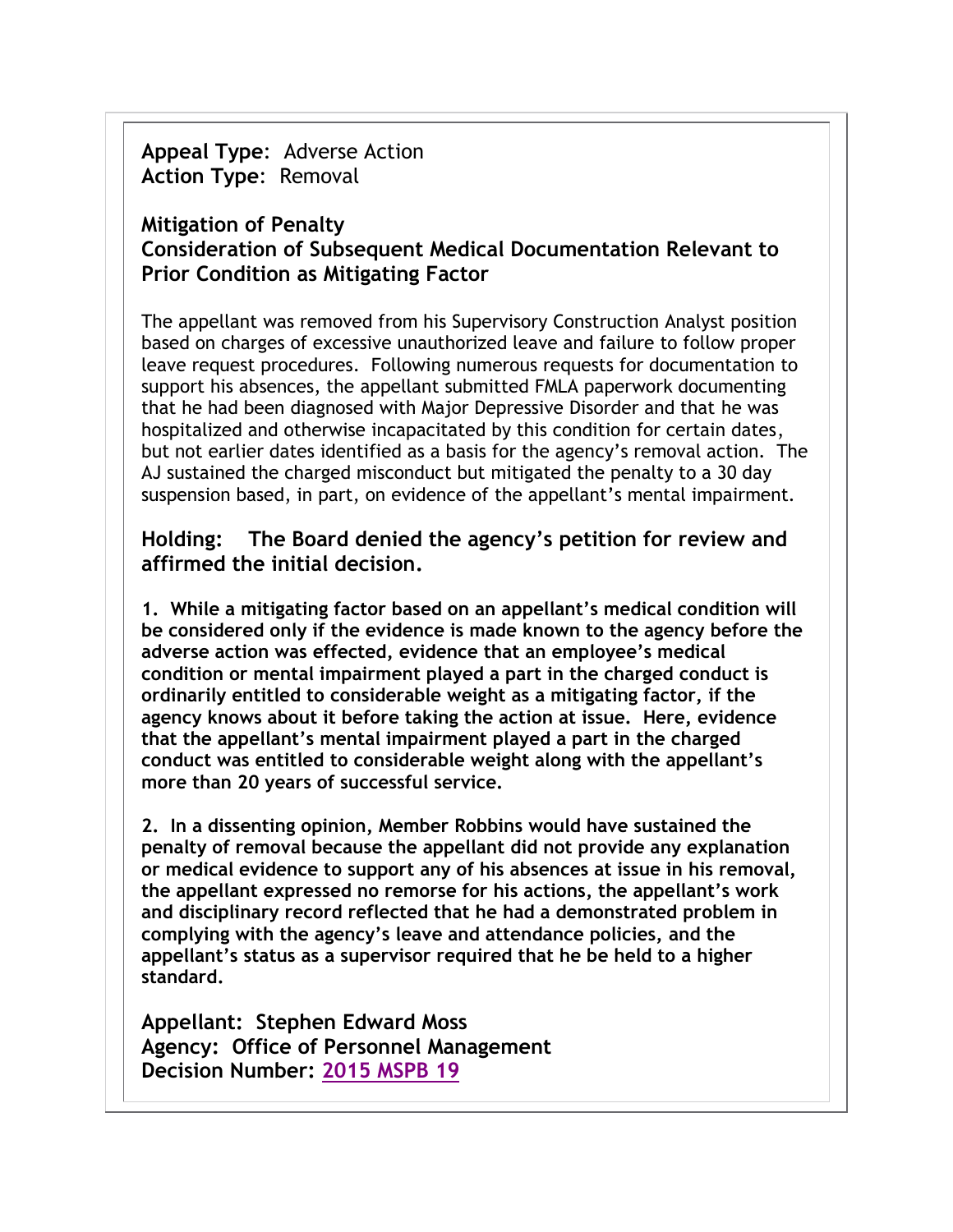**Appeal Type**: Adverse Action
**Action Type**: Removal

**Mitigation of Penalty**
**Consideration of Subsequent Medical Documentation Relevant to Prior Condition as Mitigating Factor**

The appellant was removed from his Supervisory Construction Analyst position based on charges of excessive unauthorized leave and failure to follow proper leave request procedures. Following numerous requests for documentation to support his absences, the appellant submitted FMLA paperwork documenting that he had been diagnosed with Major Depressive Disorder and that he was hospitalized and otherwise incapacitated by this condition for certain dates, but not earlier dates identified as a basis for the agency's removal action. The AJ sustained the charged misconduct but mitigated the penalty to a 30 day suspension based, in part, on evidence of the appellant's mental impairment.

**Holding: The Board denied the agency's petition for review and affirmed the initial decision.**

**1. While a mitigating factor based on an appellant's medical condition will be considered only if the evidence is made known to the agency before the adverse action was effected, evidence that an employee's medical condition or mental impairment played a part in the charged conduct is ordinarily entitled to considerable weight as a mitigating factor, if the agency knows about it before taking the action at issue. Here, evidence that the appellant's mental impairment played a part in the charged conduct was entitled to considerable weight along with the appellant's more than 20 years of successful service.**

**2. In a dissenting opinion, Member Robbins would have sustained the penalty of removal because the appellant did not provide any explanation or medical evidence to support any of his absences at issue in his removal, the appellant expressed no remorse for his actions, the appellant's work and disciplinary record reflected that he had a demonstrated problem in complying with the agency's leave and attendance policies, and the appellant's status as a supervisor required that he be held to a higher standard.**

**Appellant: Stephen Edward Moss**
**Agency: Office of Personnel Management**
**Decision Number: 2015 MSPB 19**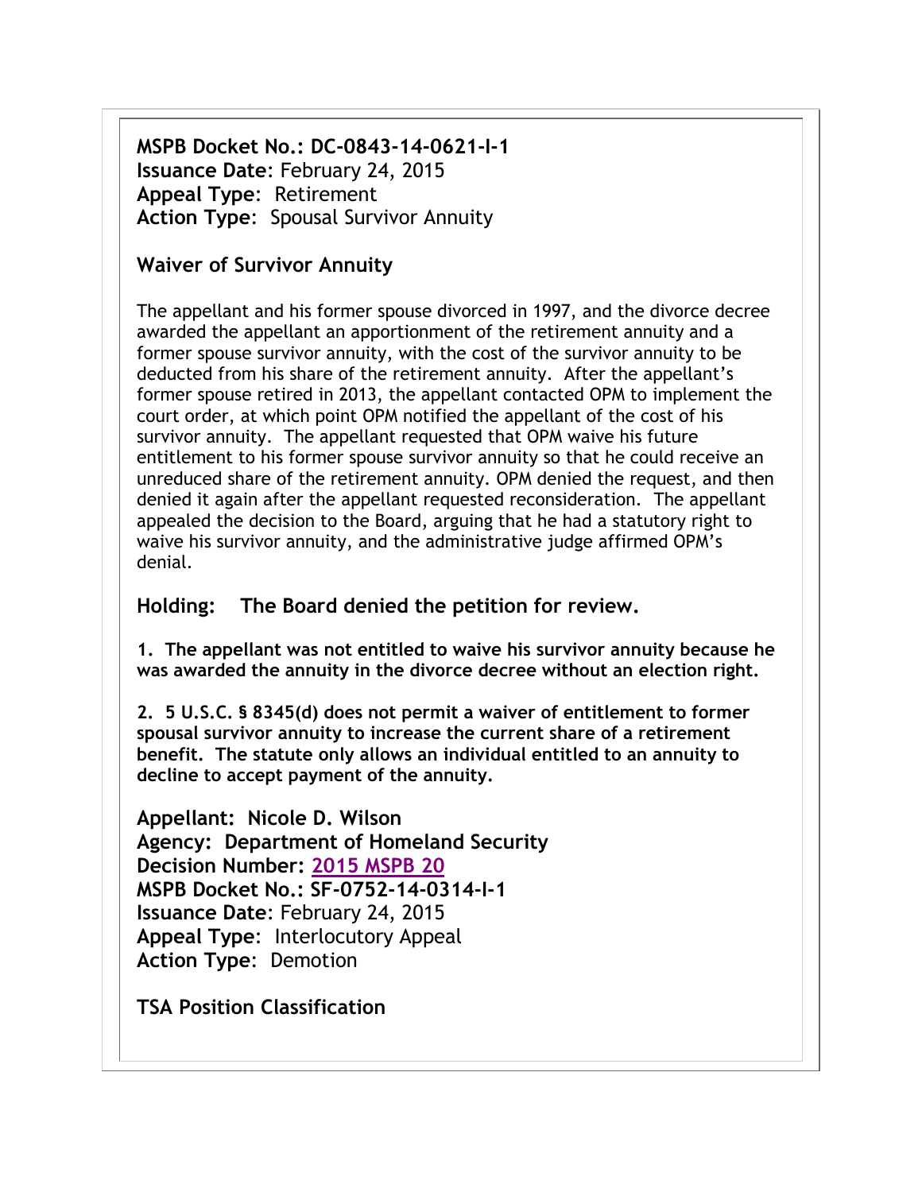**MSPB Docket No.: DC-0843-14-0621-I-1**
**Issuance Date**: February 24, 2015
**Appeal Type**: Retirement
**Action Type**: Spousal Survivor Annuity

**Waiver of Survivor Annuity**

The appellant and his former spouse divorced in 1997, and the divorce decree awarded the appellant an apportionment of the retirement annuity and a former spouse survivor annuity, with the cost of the survivor annuity to be deducted from his share of the retirement annuity. After the appellant's former spouse retired in 2013, the appellant contacted OPM to implement the court order, at which point OPM notified the appellant of the cost of his survivor annuity. The appellant requested that OPM waive his future entitlement to his former spouse survivor annuity so that he could receive an unreduced share of the retirement annuity. OPM denied the request, and then denied it again after the appellant requested reconsideration. The appellant appealed the decision to the Board, arguing that he had a statutory right to waive his survivor annuity, and the administrative judge affirmed OPM's denial.

**Holding: The Board denied the petition for review.**

**1. The appellant was not entitled to waive his survivor annuity because he was awarded the annuity in the divorce decree without an election right.**

**2. 5 U.S.C. § 8345(d) does not permit a waiver of entitlement to former spousal survivor annuity to increase the current share of a retirement benefit. The statute only allows an individual entitled to an annuity to decline to accept payment of the annuity.**

**Appellant: Nicole D. Wilson**
**Agency: Department of Homeland Security**
**Decision Number: 2015 MSPB 20**
**MSPB Docket No.: SF-0752-14-0314-I-1**
**Issuance Date**: February 24, 2015
**Appeal Type**: Interlocutory Appeal
**Action Type**: Demotion

**TSA Position Classification**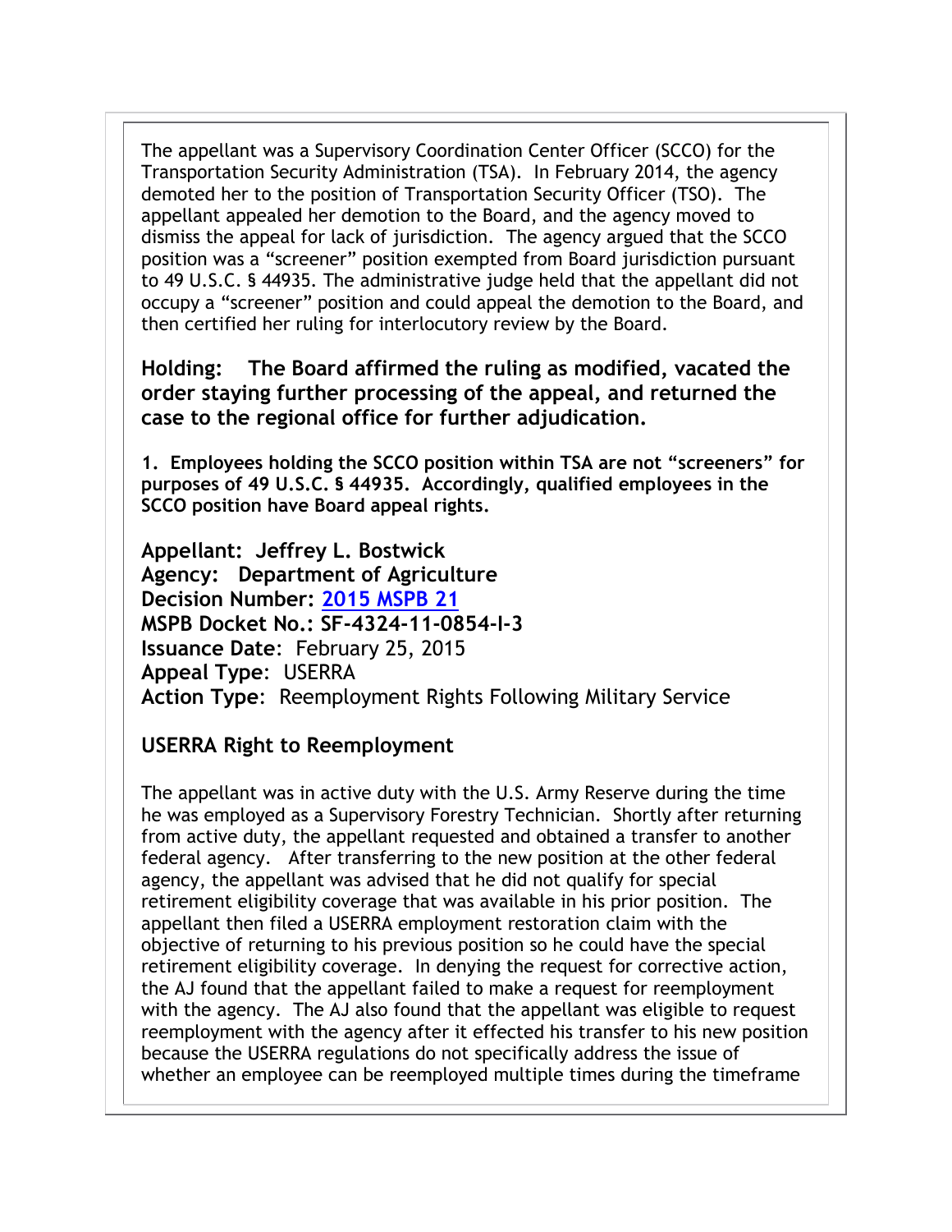The appellant was a Supervisory Coordination Center Officer (SCCO) for the Transportation Security Administration (TSA). In February 2014, the agency demoted her to the position of Transportation Security Officer (TSO). The appellant appealed her demotion to the Board, and the agency moved to dismiss the appeal for lack of jurisdiction. The agency argued that the SCCO position was a "screener" position exempted from Board jurisdiction pursuant to 49 U.S.C. § 44935. The administrative judge held that the appellant did not occupy a "screener" position and could appeal the demotion to the Board, and then certified her ruling for interlocutory review by the Board.

**Holding: The Board affirmed the ruling as modified, vacated the order staying further processing of the appeal, and returned the case to the regional office for further adjudication.**

**1. Employees holding the SCCO position within TSA are not "screeners" for purposes of 49 U.S.C. § 44935. Accordingly, qualified employees in the SCCO position have Board appeal rights.**

**Appellant: Jeffrey L. Bostwick**
**Agency: Department of Agriculture**
**Decision Number: 2015 MSPB 21**
**MSPB Docket No.: SF-4324-11-0854-I-3**
**Issuance Date**: February 25, 2015
**Appeal Type**: USERRA
**Action Type**: Reemployment Rights Following Military Service

**USERRA Right to Reemployment**

The appellant was in active duty with the U.S. Army Reserve during the time he was employed as a Supervisory Forestry Technician. Shortly after returning from active duty, the appellant requested and obtained a transfer to another federal agency. After transferring to the new position at the other federal agency, the appellant was advised that he did not qualify for special retirement eligibility coverage that was available in his prior position. The appellant then filed a USERRA employment restoration claim with the objective of returning to his previous position so he could have the special retirement eligibility coverage. In denying the request for corrective action, the AJ found that the appellant failed to make a request for reemployment with the agency. The AJ also found that the appellant was eligible to request reemployment with the agency after it effected his transfer to his new position because the USERRA regulations do not specifically address the issue of whether an employee can be reemployed multiple times during the timeframe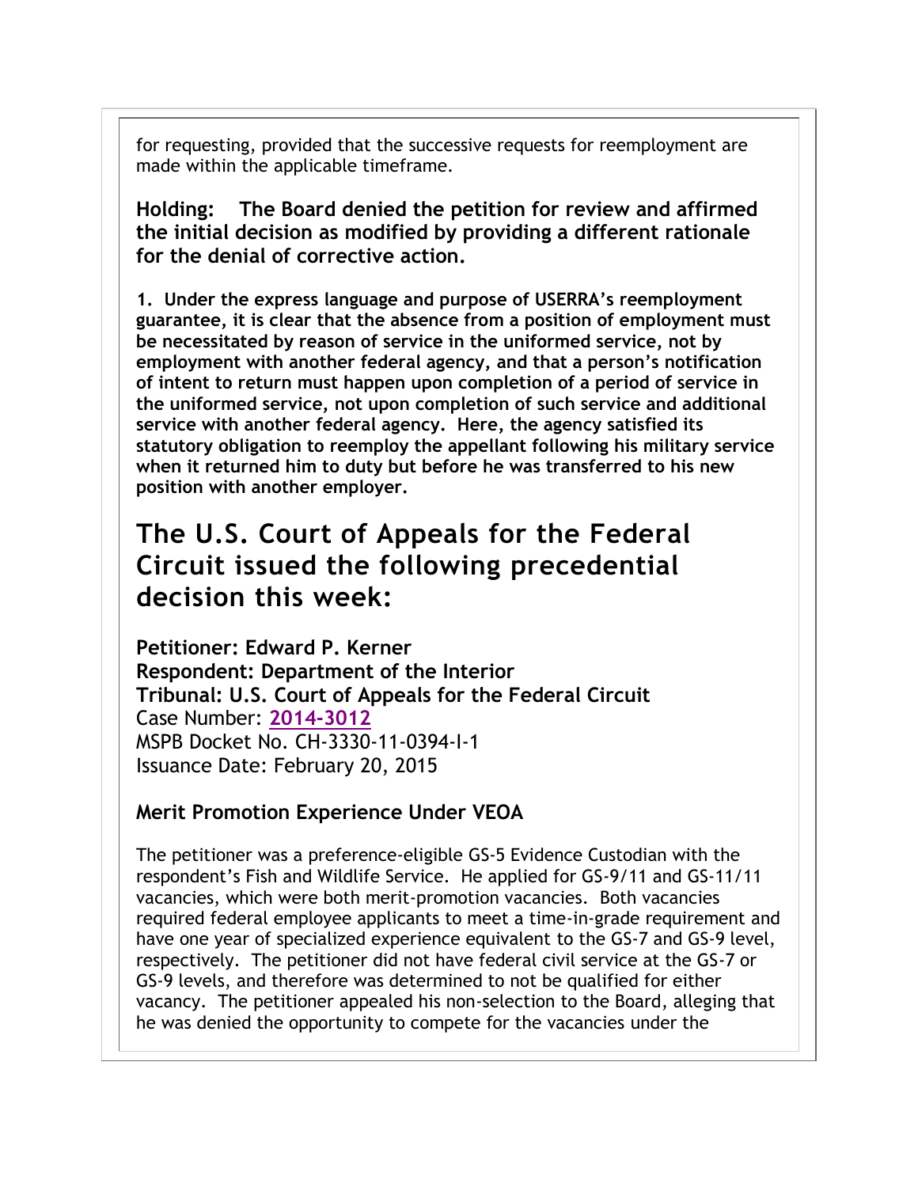for requesting, provided that the successive requests for reemployment are made within the applicable timeframe.

**Holding: The Board denied the petition for review and affirmed the initial decision as modified by providing a different rationale for the denial of corrective action.**

**1. Under the express language and purpose of USERRA's reemployment guarantee, it is clear that the absence from a position of employment must be necessitated by reason of service in the uniformed service, not by employment with another federal agency, and that a person's notification of intent to return must happen upon completion of a period of service in the uniformed service, not upon completion of such service and additional service with another federal agency. Here, the agency satisfied its statutory obligation to reemploy the appellant following his military service when it returned him to duty but before he was transferred to his new position with another employer.**

# The U.S. Court of Appeals for the Federal Circuit issued the following precedential decision this week:

**Petitioner: Edward P. Kerner**
**Respondent: Department of the Interior**
**Tribunal: U.S. Court of Appeals for the Federal Circuit**
Case Number: **2014-3012**
MSPB Docket No. CH-3330-11-0394-I-1
Issuance Date: February 20, 2015

### Merit Promotion Experience Under VEOA

The petitioner was a preference-eligible GS-5 Evidence Custodian with the respondent's Fish and Wildlife Service. He applied for GS-9/11 and GS-11/11 vacancies, which were both merit-promotion vacancies. Both vacancies required federal employee applicants to meet a time-in-grade requirement and have one year of specialized experience equivalent to the GS-7 and GS-9 level, respectively. The petitioner did not have federal civil service at the GS-7 or GS-9 levels, and therefore was determined to not be qualified for either vacancy. The petitioner appealed his non-selection to the Board, alleging that he was denied the opportunity to compete for the vacancies under the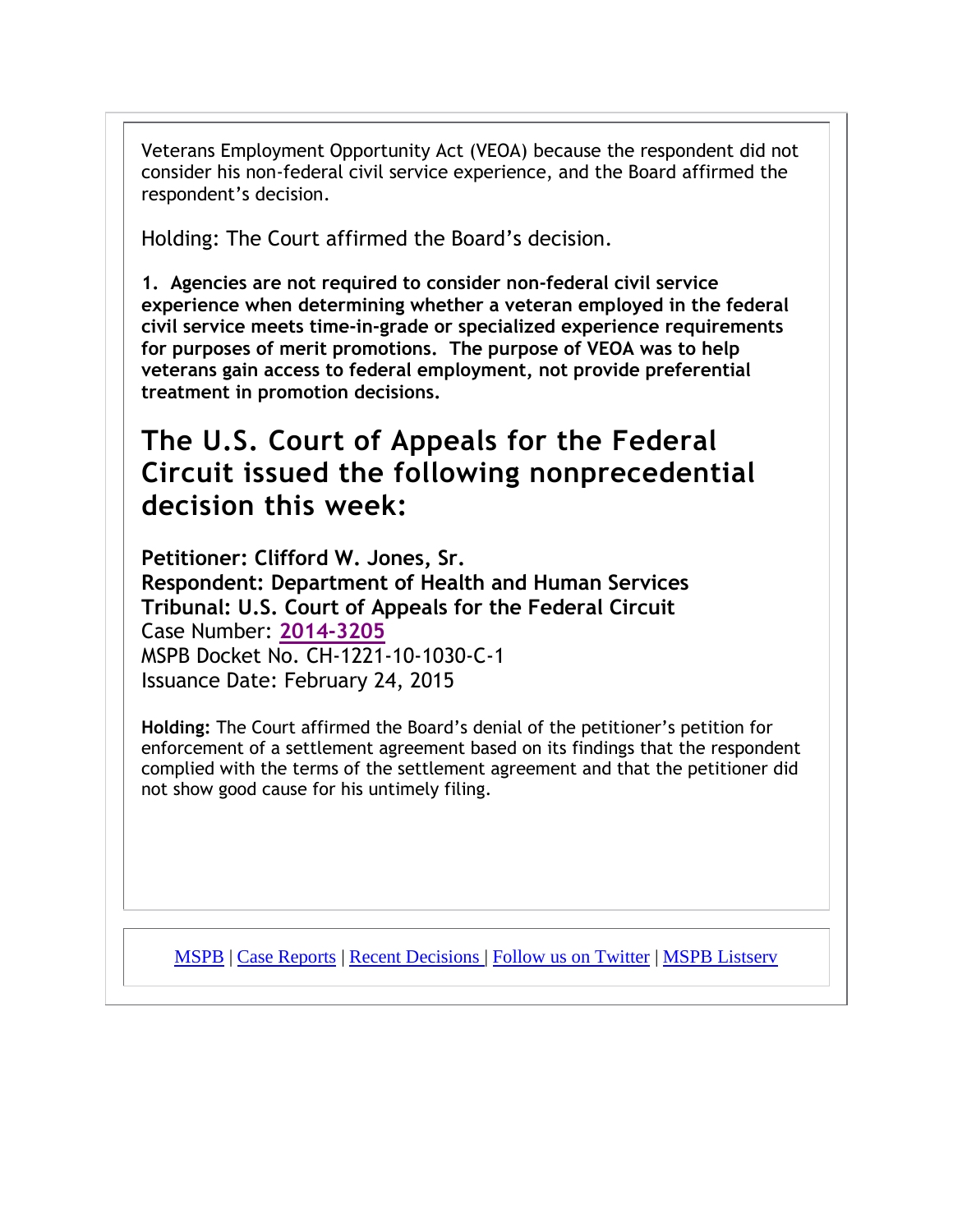Veterans Employment Opportunity Act (VEOA) because the respondent did not consider his non-federal civil service experience, and the Board affirmed the respondent's decision.

Holding: The Court affirmed the Board's decision.

**1. Agencies are not required to consider non-federal civil service experience when determining whether a veteran employed in the federal civil service meets time-in-grade or specialized experience requirements for purposes of merit promotions. The purpose of VEOA was to help veterans gain access to federal employment, not provide preferential treatment in promotion decisions.**

## The U.S. Court of Appeals for the Federal Circuit issued the following nonprecedential decision this week:

**Petitioner: Clifford W. Jones, Sr.**
**Respondent: Department of Health and Human Services**
**Tribunal: U.S. Court of Appeals for the Federal Circuit**
Case Number: **2014-3205**
MSPB Docket No. CH-1221-10-1030-C-1
Issuance Date: February 24, 2015

**Holding:** The Court affirmed the Board's denial of the petitioner's petition for enforcement of a settlement agreement based on its findings that the respondent complied with the terms of the settlement agreement and that the petitioner did not show good cause for his untimely filing.

MSPB | Case Reports | Recent Decisions | Follow us on Twitter | MSPB Listserv